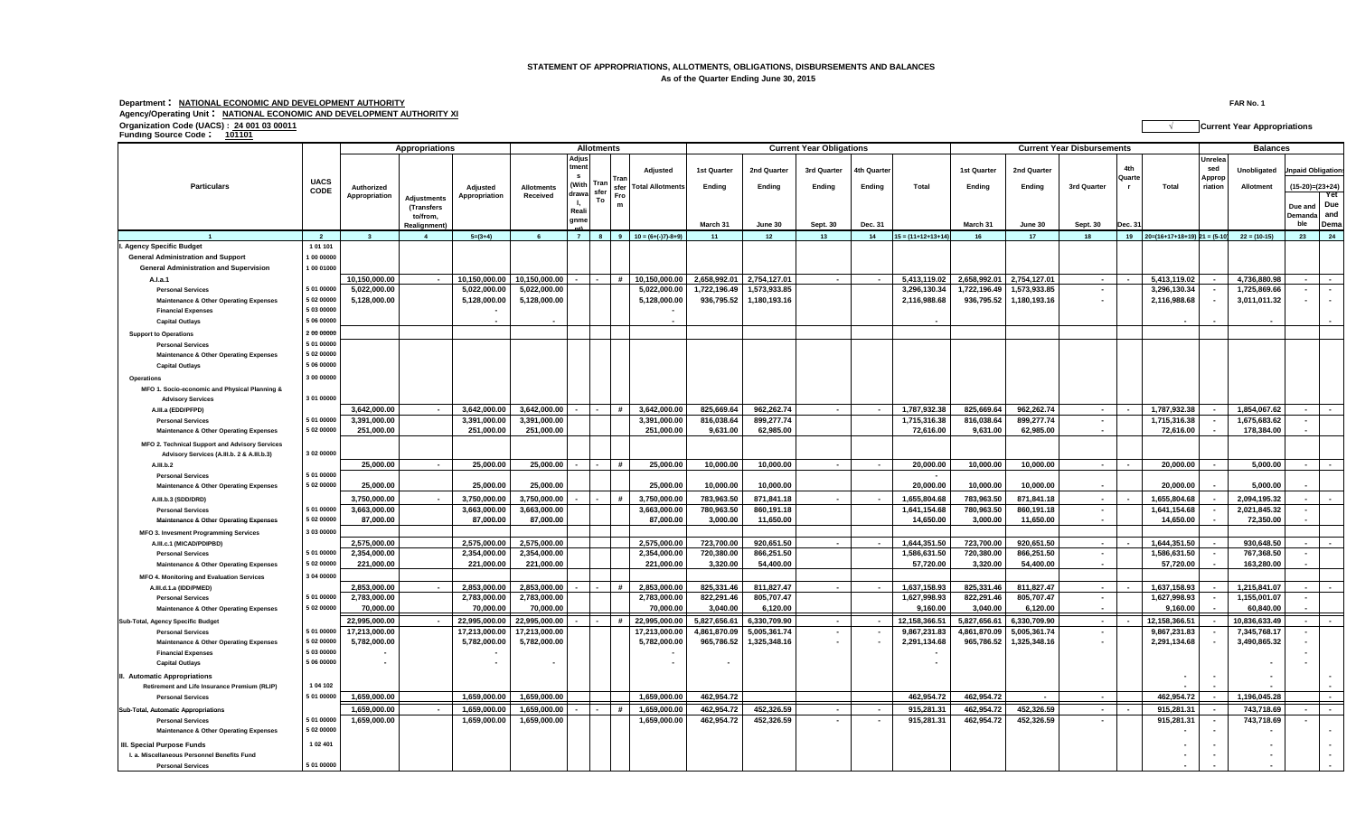**STATEMENT OF APPROPRIATIONS, ALLOTMENTS, OBLIGATIONS, DISBURSEMENTS AND BALANCES**
**As of the Quarter Ending June 30, 2015**

**Department : NATIONAL ECONOMIC AND DEVELOPMENT AUTHORITY** — FAR No. 1
**Agency/Operating Unit : NATIONAL ECONOMIC AND DEVELOPMENT AUTHORITY XI**
**Organization Code (UACS) : 24 001 03 00011** — √ Current Year Appropriations
**Funding Source Code : 101101**

| Particulars | UACS CODE | Appropriations: Authorized Appropriation | Appropriations: Adjustments (Transfers to/from, Realignment) | Appropriations: Adjusted Appropriation | Allotments: Allotments Received | Allotments: Adjustments (Withdrawal, Realignment) | Allotments: Transfer To | Allotments: Transfer From | Allotments: Adjusted Total Allotments | Current Year Obligations: 1st Quarter Ending March 31 | Current Year Obligations: 2nd Quarter Ending June 30 | Current Year Obligations: 3rd Quarter Ending Sept. 30 | Current Year Obligations: 4th Quarter Ending Dec. 31 | Current Year Obligations: Total | Current Year Disbursements: 1st Quarter Ending March 31 | Current Year Disbursements: 2nd Quarter Ending June 30 | Current Year Disbursements: 3rd Quarter Sept. 30 | Current Year Disbursements: 4th Quarter Dec. 31 | Current Year Disbursements: Total | Balances: Unreleased Appropriation | Balances: Unobligated Allotment | Balances: Unpaid Obligations (15-20)=(23+24) Due and Demandable | Balances: Unpaid Obligations Not Yet Due and Demandable |
|---|---|---|---|---|---|---|---|---|---|---|---|---|---|---|---|---|---|---|---|---|---|---|---|
| 1 | 2 | 3 | 4 | 5=(3+4) | 6 | 7 | 8 | 9 | 10 = (6+(-)7)-8+9) | 11 | 12 | 13 | 14 | 15 = (11+12+13+14) | 16 | 17 | 18 | 19 | 20=(16+17+18+19) | 21 = (5-10) | 22 = (10-15) | 23 | 24 |
| **I. Agency Specific Budget** | 1 01 101 | | | | | | | | | | | | | | | | | | | | | | |
| **General Administration and Support** | 1 00 00000 | | | | | | | | | | | | | | | | | | | | | | |
| **General Administration and Supervision** | 1 00 01000 | | | | | | | | | | | | | | | | | | | | | | |
| **A.I.a.1** | | 10,150,000.00 | - | 10,150,000.00 | 10,150,000.00 | - | - | # | 10,150,000.00 | 2,658,992.01 | 2,754,127.01 | - | - | 5,413,119.02 | 2,658,992.01 | 2,754,127.01 | - | - | 5,413,119.02 | - | 4,736,880.98 | - | - |
| Personal Services | 5 01 00000 | 5,022,000.00 | | 5,022,000.00 | 5,022,000.00 | | | | 5,022,000.00 | 1,722,196.49 | 1,573,933.85 | | | 3,296,130.34 | 1,722,196.49 | 1,573,933.85 | - | | 3,296,130.34 | - | 1,725,869.66 | - | - |
| Maintenance & Other Operating Expenses | 5 02 00000 | 5,128,000.00 | | 5,128,000.00 | 5,128,000.00 | | | | 5,128,000.00 | 936,795.52 | 1,180,193.16 | | | 2,116,988.68 | 936,795.52 | 1,180,193.16 | - | | 2,116,988.68 | - | 3,011,011.32 | - | - |
| Financial Expenses | 5 03 00000 | | | - | | | | | - | | | | | | | | | | | | | | |
| Capital Outlays | 5 06 00000 | | | - | - | | | | - | | | | | - | | | | | - | - | - | | - |
| **Support to Operations** | 2 00 00000 | | | | | | | | | | | | | | | | | | | | | | |
| Personal Services | 5 01 00000 | | | | | | | | | | | | | | | | | | | | | | |
| Maintenance & Other Operating Expenses | 5 02 00000 | | | | | | | | | | | | | | | | | | | | | | |
| Capital Outlays | 5 06 00000 | | | | | | | | | | | | | | | | | | | | | | |
| **Operations** | 3 00 00000 | | | | | | | | | | | | | | | | | | | | | | |
| **MFO 1. Socio-economic and Physical Planning & Advisory Services** | 3 01 00000 | | | | | | | | | | | | | | | | | | | | | | |
| **A.III.a (EDD/PFPD)** | | 3,642,000.00 | - | 3,642,000.00 | 3,642,000.00 | - | - | # | 3,642,000.00 | 825,669.64 | 962,262.74 | - | - | 1,787,932.38 | 825,669.64 | 962,262.74 | - | - | 1,787,932.38 | - | 1,854,067.62 | - | - |
| Personal Services | 5 01 00000 | 3,391,000.00 | | 3,391,000.00 | 3,391,000.00 | | | | 3,391,000.00 | 816,038.64 | 899,277.74 | | | 1,715,316.38 | 816,038.64 | 899,277.74 | - | | 1,715,316.38 | - | 1,675,683.62 | - | |
| Maintenance & Other Operating Expenses | 5 02 00000 | 251,000.00 | | 251,000.00 | 251,000.00 | | | | 251,000.00 | 9,631.00 | 62,985.00 | | | 72,616.00 | 9,631.00 | 62,985.00 | - | | 72,616.00 | - | 178,384.00 | - | |
| **MFO 2. Technical Support and Advisory Services Advisory Services (A.III.b. 2 & A.III.b.3)** | 3 02 00000 | | | | | | | | | | | | | | | | | | | | | | |
| **A.III.b.2** | | 25,000.00 | - | 25,000.00 | 25,000.00 | - | - | # | 25,000.00 | 10,000.00 | 10,000.00 | - | - | 20,000.00 | 10,000.00 | 10,000.00 | - | - | 20,000.00 | - | 5,000.00 | - | - |
| Personal Services | 5 01 00000 | | | | | | | | | | | | | - | | | | | | | | | |
| Maintenance & Other Operating Expenses | 5 02 00000 | 25,000.00 | | 25,000.00 | 25,000.00 | | | | 25,000.00 | 10,000.00 | 10,000.00 | | | 20,000.00 | 10,000.00 | 10,000.00 | - | | 20,000.00 | - | 5,000.00 | - | |
| **A.III.b.3 (SDD/DRD)** | | 3,750,000.00 | - | 3,750,000.00 | 3,750,000.00 | - | - | # | 3,750,000.00 | 783,963.50 | 871,841.18 | - | - | 1,655,804.68 | 783,963.50 | 871,841.18 | - | - | 1,655,804.68 | - | 2,094,195.32 | - | - |
| Personal Services | 5 01 00000 | 3,663,000.00 | | 3,663,000.00 | 3,663,000.00 | | | | 3,663,000.00 | 780,963.50 | 860,191.18 | | | 1,641,154.68 | 780,963.50 | 860,191.18 | - | | 1,641,154.68 | - | 2,021,845.32 | - | |
| Maintenance & Other Operating Expenses | 5 02 00000 | 87,000.00 | | 87,000.00 | 87,000.00 | | | | 87,000.00 | 3,000.00 | 11,650.00 | | | 14,650.00 | 3,000.00 | 11,650.00 | - | | 14,650.00 | - | 72,350.00 | - | |
| **MFO 3. Invesment Programming Services** | 3 03 00000 | | | | | | | | | | | | | | | | | | | | | | |
| **A.III.c.1 (MICAD/PDIPBD)** | | 2,575,000.00 | - | 2,575,000.00 | 2,575,000.00 | | | | 2,575,000.00 | 723,700.00 | 920,651.50 | - | - | 1,644,351.50 | 723,700.00 | 920,651.50 | - | - | 1,644,351.50 | - | 930,648.50 | - | - |
| Personal Services | 5 01 00000 | 2,354,000.00 | | 2,354,000.00 | 2,354,000.00 | | | | 2,354,000.00 | 720,380.00 | 866,251.50 | | | 1,586,631.50 | 720,380.00 | 866,251.50 | - | | 1,586,631.50 | - | 767,368.50 | - | |
| Maintenance & Other Operating Expenses | 5 02 00000 | 221,000.00 | | 221,000.00 | 221,000.00 | | | | 221,000.00 | 3,320.00 | 54,400.00 | | | 57,720.00 | 3,320.00 | 54,400.00 | - | | 57,720.00 | - | 163,280.00 | - | |
| **MFO 4. Monitoring and Evaluation Services** | 3 04 00000 | | | | | | | | | | | | | | | | | | | | | | |
| **A.III.d.1.a (IDD/PMED)** | | 2,853,000.00 | - | 2,853,000.00 | 2,853,000.00 | - | - | # | 2,853,000.00 | 825,331.46 | 811,827.47 | - | - | 1,637,158.93 | 825,331.46 | 811,827.47 | - | - | 1,637,158.93 | - | 1,215,841.07 | - | - |
| Personal Services | 5 01 00000 | 2,783,000.00 | | 2,783,000.00 | 2,783,000.00 | | | | 2,783,000.00 | 822,291.46 | 805,707.47 | | | 1,627,998.93 | 822,291.46 | 805,707.47 | - | | 1,627,998.93 | - | 1,155,001.07 | - | |
| Maintenance & Other Operating Expenses | 5 02 00000 | 70,000.00 | | 70,000.00 | 70,000.00 | | | | 70,000.00 | 3,040.00 | 6,120.00 | | | 9,160.00 | 3,040.00 | 6,120.00 | - | | 9,160.00 | - | 60,840.00 | - | |
| **Sub-Total, Agency Specific Budget** | | 22,995,000.00 | - | 22,995,000.00 | 22,995,000.00 | - | - | # | 22,995,000.00 | 5,827,656.61 | 6,330,709.90 | - | - | 12,158,366.51 | 5,827,656.61 | 6,330,709.90 | - | - | 12,158,366.51 | - | 10,836,633.49 | - | - |
| Personal Services | 5 01 00000 | 17,213,000.00 | | 17,213,000.00 | 17,213,000.00 | | | | 17,213,000.00 | 4,861,870.09 | 5,005,361.74 | - | - | 9,867,231.83 | 4,861,870.09 | 5,005,361.74 | - | | 9,867,231.83 | - | 7,345,768.17 | - | |
| Maintenance & Other Operating Expenses | 5 02 00000 | 5,782,000.00 | | 5,782,000.00 | 5,782,000.00 | | | | 5,782,000.00 | 965,786.52 | 1,325,348.16 | - | - | 2,291,134.68 | 965,786.52 | 1,325,348.16 | - | | 2,291,134.68 | - | 3,490,865.32 | - | |
| Financial Expenses | 5 03 00000 | - | | - | | | | | - | | | | | - | | | | | | | | - | |
| Capital Outlays | 5 06 00000 | - | | - | - | | | | - | - | | | | - | | | | | | | - | - | |
| **II. Automatic Appropriations** | | | | | | | | | | | | | | | | | | | - | - | - | | - |
| Retirement and Life Insurance Premium (RLIP) | 1 04 102 | | | | | | | | | | | | | | | | | | - | - | - | | |
| Personal Services | 5 01 00000 | 1,659,000.00 | | 1,659,000.00 | 1,659,000.00 | | | | 1,659,000.00 | 462,954.72 | | | | 462,954.72 | 462,954.72 | - | - | | 462,954.72 | - | 1,196,045.28 | | - |
| **Sub-Total, Automatic Appropriations** | | 1,659,000.00 | - | 1,659,000.00 | 1,659,000.00 | - | - | # | 1,659,000.00 | 462,954.72 | 452,326.59 | - | - | 915,281.31 | 462,954.72 | 452,326.59 | - | - | 915,281.31 | - | 743,718.69 | - | - |
| Personal Services | 5 01 00000 | 1,659,000.00 | | 1,659,000.00 | 1,659,000.00 | | | | 1,659,000.00 | 462,954.72 | 452,326.59 | - | - | 915,281.31 | 462,954.72 | 452,326.59 | - | | 915,281.31 | - | 743,718.69 | - | |
| Maintenance & Other Operating Expenses | 5 02 00000 | | | | | | | | | | | | | | | | | | - | - | - | | - |
| **III. Special Purpose Funds** | 1 02 401 | | | | | | | | | | | | | | | | | | - | - | - | | - |
| I. a. Miscellaneous Personnel Benefits Fund | | | | | | | | | | | | | | | | | | | - | - | - | | - |
| Personal Services | 5 01 00000 | | | | | | | | | | | | | | | | | | - | - | - | | - |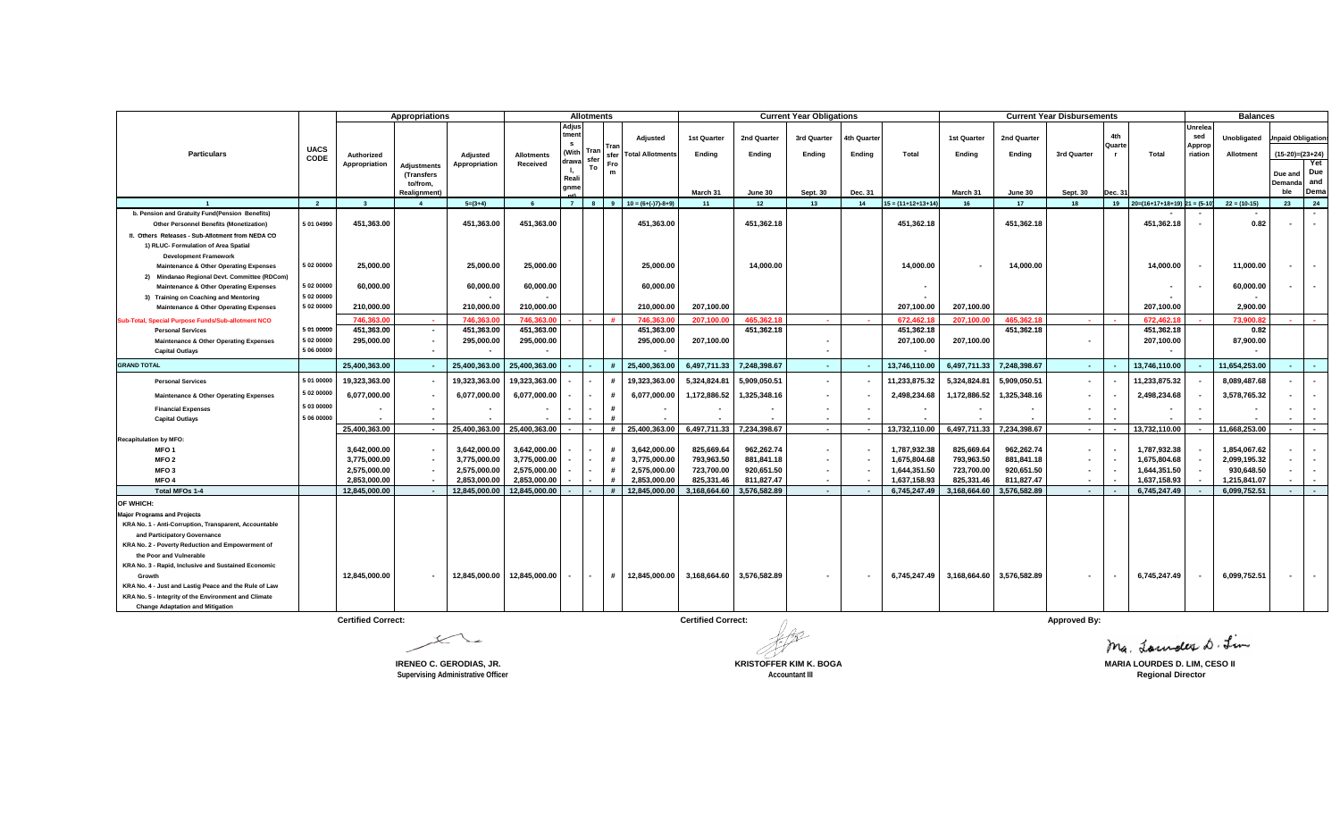| Particulars | UACS CODE | Appropriations | | | Allotments | | | | | Current Year Obligations | | | | | Current Year Disbursements | | | | | Balances | | | |
|---|---|---|---|---|---|---|---|---|---|---|---|---|---|---|---|---|---|---|---|---|---|---|---|
| | | Authorized Appropriation | Adjustments (Transfers to/from, Realignment) | Adjusted Appropriation | Allotments Received | Adjustment s (Withdrawal, Realignment) | Transfer To | Transfer From | Adjusted Total Allotments | 1st Quarter Ending March 31 | 2nd Quarter Ending June 30 | 3rd Quarter Ending Sept. 30 | 4th Quarter Ending Dec. 31 | Total | 1st Quarter Ending March 31 | 2nd Quarter Ending June 30 | 3rd Quarter Sept. 30 | 4th Quarter Dec. 31 | Total | Unreleased Appropriation | Unobligated Allotment | Unpaid Obligations (15-20)=(23+24) Due and Demandable | Not Yet Due and Demandable |
| 1 | 2 | 3 | 4 | 5=(3+4) | 6 | 7 | 8 | 9 | 10 = (6+(-)7)-8+9) | 11 | 12 | 13 | 14 | 15 = (11+12+13+14) | 16 | 17 | 18 | 19 | 20=(16+17+18+19) | 21 = (5-10) | 22 = (10-15) | 23 | 24 |
| b. Pension and Gratuity Fund(Pension Benefits) | | | | | | | | | | | | | | | | | | | - | - | - | | - |
| Other Personnel Benefits (Monetization) | 5 01 04990 | 451,363.00 | | 451,363.00 | 451,363.00 | | | | 451,363.00 | | 451,362.18 | | | 451,362.18 | | 451,362.18 | | | 451,362.18 | - | 0.82 | - | - |
| II. Others Releases - Sub-Allotment from NEDA CO | | | | | | | | | | | | | | | | | | | | | | | |
| 1) RLUC- Formulation of Area Spatial Development Framework | | | | | | | | | | | | | | | | | | | | | | | |
| Maintenance & Other Operating Expenses | 5 02 00000 | 25,000.00 | | 25,000.00 | 25,000.00 | | | | 25,000.00 | | 14,000.00 | | | 14,000.00 | - | 14,000.00 | | | 14,000.00 | - | 11,000.00 | - | - |
| 2) Mindanao Regional Devt. Committee (RDCom) | | | | | | | | | | | | | | | | | | | | | | | |
| Maintenance & Other Operating Expenses | 5 02 00000 | 60,000.00 | | 60,000.00 | 60,000.00 | | | | 60,000.00 | | | | | - | | | | | - | - | 60,000.00 | - | - |
| 3) Training on Coaching and Mentoring | 5 02 00000 | | | - | - | | | | | | | | | - | | | | | | | - | | |
| Maintenance & Other Operating Expenses | 5 02 00000 | 210,000.00 | | 210,000.00 | 210,000.00 | | | | 210,000.00 | 207,100.00 | | | | 207,100.00 | 207,100.00 | | | | 207,100.00 | | 2,900.00 | | |
| Sub-Total, Special Purpose Funds/Sub-allotment NCO | | 746,363.00 | - | 746,363.00 | 746,363.00 | - | - | # | 746,363.00 | 207,100.00 | 465,362.18 | - | - | 672,462.18 | 207,100.00 | 465,362.18 | - | - | 672,462.18 | - | 73,900.82 | - | - |
| Personal Services | 5 01 00000 | 451,363.00 | - | 451,363.00 | 451,363.00 | | | | 451,363.00 | | 451,362.18 | | | 451,362.18 | | 451,362.18 | | | 451,362.18 | | 0.82 | | |
| Maintenance & Other Operating Expenses | 5 02 00000 | 295,000.00 | - | 295,000.00 | 295,000.00 | | | | 295,000.00 | 207,100.00 | | - | | 207,100.00 | 207,100.00 | | - | | 207,100.00 | | 87,900.00 | | |
| Capital Outlays | 5 06 00000 | | - | | - | | | | - | | | - | | - | | | | | - | | - | | |
| GRAND TOTAL | | 25,400,363.00 | - | 25,400,363.00 | 25,400,363.00 | - | - | # | 25,400,363.00 | 6,497,711.33 | 7,248,398.67 | - | - | 13,746,110.00 | 6,497,711.33 | 7,248,398.67 | - | - | 13,746,110.00 | - | 11,654,253.00 | - | - |
| Personal Services | 5 01 00000 | 19,323,363.00 | - | 19,323,363.00 | 19,323,363.00 | - | - | # | 19,323,363.00 | 5,324,824.81 | 5,909,050.51 | - | - | 11,233,875.32 | 5,324,824.81 | 5,909,050.51 | - | - | 11,233,875.32 | - | 8,089,487.68 | - | - |
| Maintenance & Other Operating Expenses | 5 02 00000 | 6,077,000.00 | - | 6,077,000.00 | 6,077,000.00 | - | - | # | 6,077,000.00 | 1,172,886.52 | 1,325,348.16 | - | - | 2,498,234.68 | 1,172,886.52 | 1,325,348.16 | - | - | 2,498,234.68 | - | 3,578,765.32 | - | - |
| Financial Expenses | 5 03 00000 | - | - | - | - | - | - | # | - | - | - | - | - | - | - | - | - | - | - | - | - | - | - |
| Capital Outlays | 5 06 00000 | - | - | - | - | - | - | # | - | - | - | - | - | - | - | - | - | - | - | - | - | - | - |
| | | 25,400,363.00 | - | 25,400,363.00 | 25,400,363.00 | - | - | # | 25,400,363.00 | 6,497,711.33 | 7,234,398.67 | - | - | 13,732,110.00 | 6,497,711.33 | 7,234,398.67 | - | - | 13,732,110.00 | - | 11,668,253.00 | - | - |
| Recapitulation by MFO: | | | | | | | | | | | | | | | | | | | | | | | |
| MFO 1 | | 3,642,000.00 | - | 3,642,000.00 | 3,642,000.00 | - | - | # | 3,642,000.00 | 825,669.64 | 962,262.74 | - | - | 1,787,932.38 | 825,669.64 | 962,262.74 | - | - | 1,787,932.38 | - | 1,854,067.62 | - | - |
| MFO 2 | | 3,775,000.00 | - | 3,775,000.00 | 3,775,000.00 | - | - | # | 3,775,000.00 | 793,963.50 | 881,841.18 | - | - | 1,675,804.68 | 793,963.50 | 881,841.18 | - | - | 1,675,804.68 | - | 2,099,195.32 | - | - |
| MFO 3 | | 2,575,000.00 | - | 2,575,000.00 | 2,575,000.00 | - | - | # | 2,575,000.00 | 723,700.00 | 920,651.50 | - | - | 1,644,351.50 | 723,700.00 | 920,651.50 | - | - | 1,644,351.50 | - | 930,648.50 | - | - |
| MFO 4 | | 2,853,000.00 | - | 2,853,000.00 | 2,853,000.00 | - | - | # | 2,853,000.00 | 825,331.46 | 811,827.47 | - | - | 1,637,158.93 | 825,331.46 | 811,827.47 | - | - | 1,637,158.93 | - | 1,215,841.07 | - | - |
| Total MFOs 1-4 | | 12,845,000.00 | - | 12,845,000.00 | 12,845,000.00 | - | - | # | 12,845,000.00 | 3,168,664.60 | 3,576,582.89 | - | - | 6,745,247.49 | 3,168,664.60 | 3,576,582.89 | - | - | 6,745,247.49 | - | 6,099,752.51 | - | - |
| OF WHICH: | | | | | | | | | | | | | | | | | | | | | | | |
| Major Programs and Projects | | | | | | | | | | | | | | | | | | | | | | | |
| KRA No. 1 - Anti-Corruption, Transparent, Accountable and Participatory Governance | | | | | | | | | | | | | | | | | | | | | | | |
| KRA No. 2 - Poverty Reduction and Empowerment of the Poor and Vulnerable | | | | | | | | | | | | | | | | | | | | | | | |
| KRA No. 3 - Rapid, Inclusive and Sustained Economic Growth | | 12,845,000.00 | - | 12,845,000.00 | 12,845,000.00 | - | - | # | 12,845,000.00 | 3,168,664.60 | 3,576,582.89 | - | - | 6,745,247.49 | 3,168,664.60 | 3,576,582.89 | - | - | 6,745,247.49 | - | 6,099,752.51 | - | - |
| KRA No. 4 - Just and Lastig Peace and the Rule of Law | | | | | | | | | | | | | | | | | | | | | | | |
| KRA No. 5 - Integrity of the Environment and Climate Change Adaptation and Mitigation | | | | | | | | | | | | | | | | | | | | | | | |

Certified Correct:

**IRENEO C. GERODIAS, JR.**
Supervising Administrative Officer

Certified Correct:

**KRISTOFFER KIM K. BOGA**
Accountant III

Approved By:

**MARIA LOURDES D. LIM, CESO II**
Regional Director